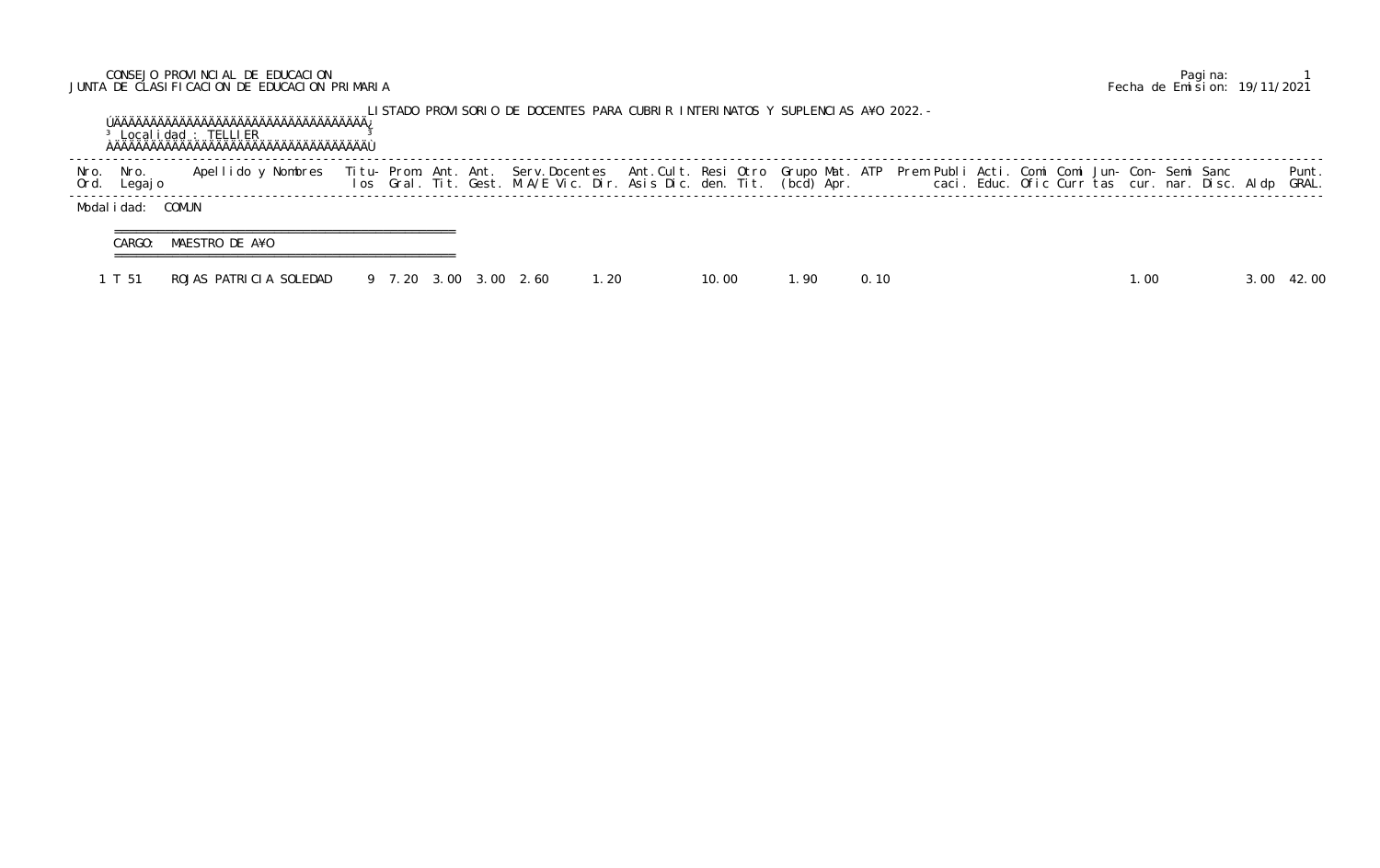CONSEJO PROVINCIAL DE EDUCACION
JUNTA DE CLASIFICACION DE EDUCACION PRIMARIA

Pagina: 1
Fecha de Emision: 19/11/2021

LISTADO PROVISORIO DE DOCENTES PARA CUBRIR INTERINATOS Y SUPLENCIAS A¥O 2022.-

Localidad : TELLIER

Modalidad: COMUN

CARGO: MAESTRO DE A¥O

| Nro. Ord. | Nro. Legajo | Apellido y Nombres | Titu- los | Prom. Gral. | Ant. Tit. | Ant. Gest. | Serv.Docentes M.A/E | Vic. | Dir. | Ant.Cult. Asis | Resi Dic. | Otro den. | Grupo Tit. | Mat. (bcd) | ATP Apr. | Prem | Publi caci. | Acti. Educ. | Comi Ofic | Comi Curr | Jun- tas | Con- cur. | Semi nar. | Sanc Disc. | Aldp | Punt. GRAL. |
|---|---|---|---|---|---|---|---|---|---|---|---|---|---|---|---|---|---|---|---|---|---|---|---|---|---|---|
| 1 | T 51 | ROJAS PATRICIA SOLEDAD | 9 | 7.20 | 3.00 | 3.00 | 2.60 | | 1.20 | | 10.00 | | 1.90 | | 0.10 | | | | | | | 1.00 | | | 3.00 | 42.00 |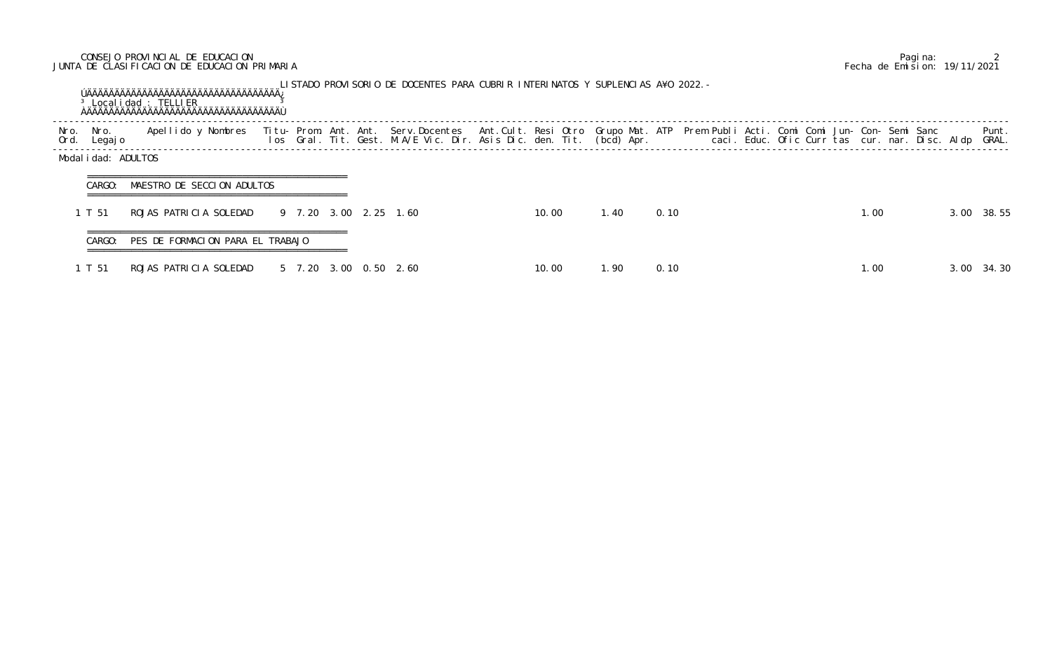LISTADO PROVISORIO DE DOCENTES PARA CUBRIR INTERINATOS Y SUPLENCIAS A¥O 2022.-

Localidad : TELLIER

Modalidad: ADULTOS

CARGO: MAESTRO DE SECCION ADULTOS

| Nro. Ord. | Nro. Legajo | Apellido y Nombres | Titulos | Prom. Gral. | Ant. Tit. | Ant. Gest. | Serv.Docentes M.A/E Vic. Dir. | Ant.Cult. Asis Dic. | Resi den. | Otro Tit. | Grupo (bcd) | Mat. Apr. | ATP | Prem | Publicacion | Acti. Educ. | Comi Ofic | Comi Curr | Juntas | Con-cur. | Semi nar. | Sanc Disc. | Aldp | Punt. GRAL. |
|---|---|---|---|---|---|---|---|---|---|---|---|---|---|---|---|---|---|---|---|---|---|---|---|---|
| 1 | T 51 | ROJAS PATRICIA SOLEDAD | 9 | 7.20 | 3.00 | 2.25 | 1.60 | | 10.00 | | 1.40 | | 0.10 | | | | | | | 1.00 | | | 3.00 | 38.55 |

CARGO: PES DE FORMACION PARA EL TRABAJO

| Nro. Ord. | Nro. Legajo | Apellido y Nombres | Titulos | Prom. Gral. | Ant. Tit. | Ant. Gest. | Serv.Docentes M.A/E Vic. Dir. | Ant.Cult. Asis Dic. | Resi den. | Otro Tit. | Grupo (bcd) | Mat. Apr. | ATP | Prem | Publicacion | Acti. Educ. | Comi Ofic | Comi Curr | Juntas | Con-cur. | Semi nar. | Sanc Disc. | Aldp | Punt. GRAL. |
|---|---|---|---|---|---|---|---|---|---|---|---|---|---|---|---|---|---|---|---|---|---|---|---|---|
| 1 | T 51 | ROJAS PATRICIA SOLEDAD | 5 | 7.20 | 3.00 | 0.50 | 2.60 | | 10.00 | | 1.90 | | 0.10 | | | | | | | 1.00 | | | 3.00 | 34.30 |